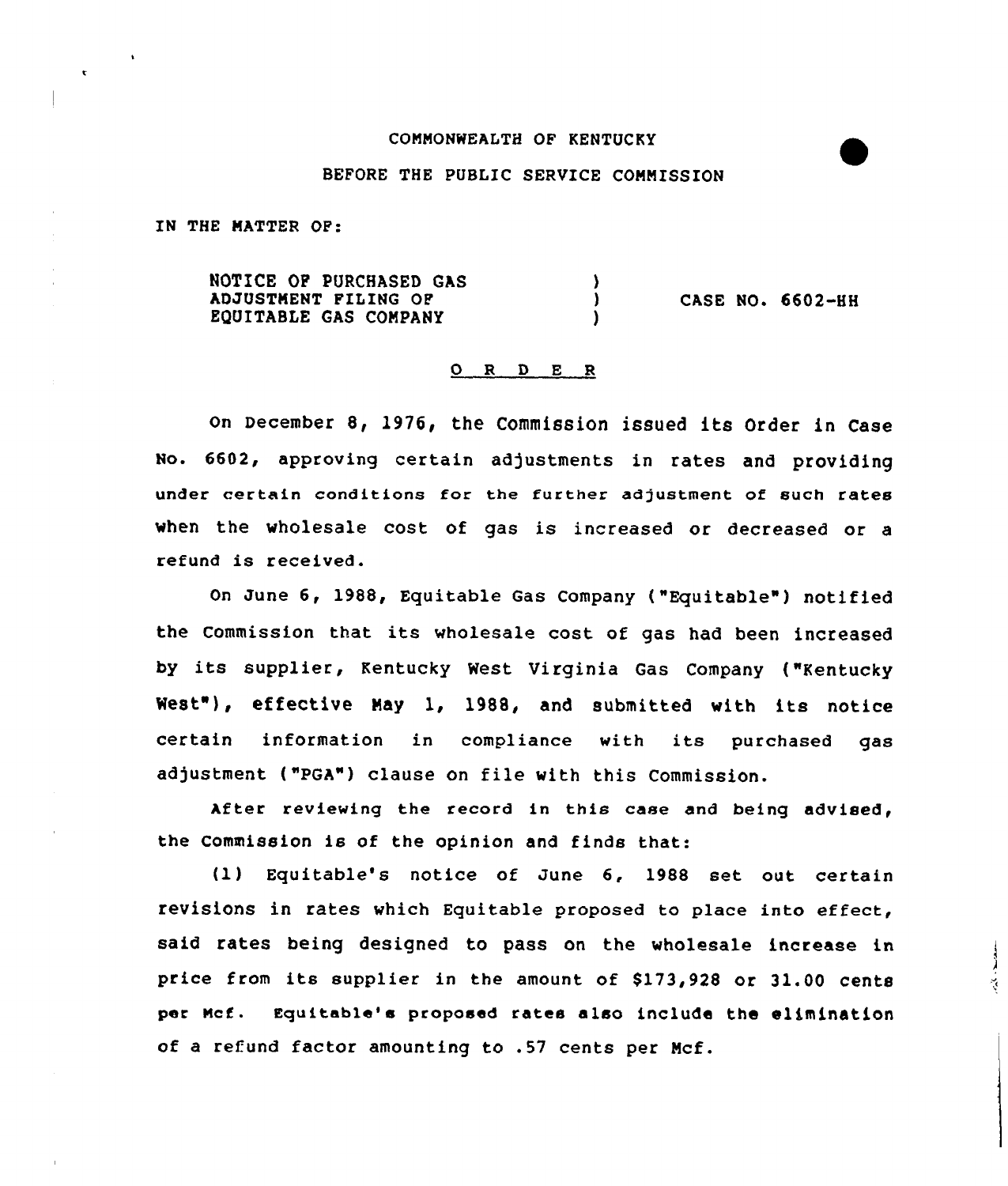COMMONWEALTH OF KENTUCKY

BEFORE THE PUBLIC SERVICE COMMISSION

IN THE MATTER OF:

| | | |
|---|---|---|
| NOTICE OF PURCHASED GAS ADJUSTMENT FILING OF EQUITABLE GAS COMPANY | ) ) ) | CASE NO. 6602-HH |

O R D E R

On December 8, 1976, the Commission issued its Order in Case No. 6602, approving certain adjustments in rates and providing under certain conditions for the further adjustment of such rates when the wholesale cost of gas is increased or decreased or a refund is received.

On June 6, 1988, Equitable Gas Company ("Equitable") notified the Commission that its wholesale cost of gas had been increased by its supplier, Kentucky West Virginia Gas Company ("Kentucky West"), effective May 1, 1988, and submitted with its notice certain information in compliance with its purchased gas adjustment ("PGA") clause on file with this Commission.

After reviewing the record in this case and being advised, the Commission is of the opinion and finds that:

(1) Equitable's notice of June 6, 1988 set out certain revisions in rates which Equitable proposed to place into effect, said rates being designed to pass on the wholesale increase in price from its supplier in the amount of $173,928 or 31.00 cents per Mcf. Equitable's proposed rates also include the elimination of a refund factor amounting to .57 cents per Mcf.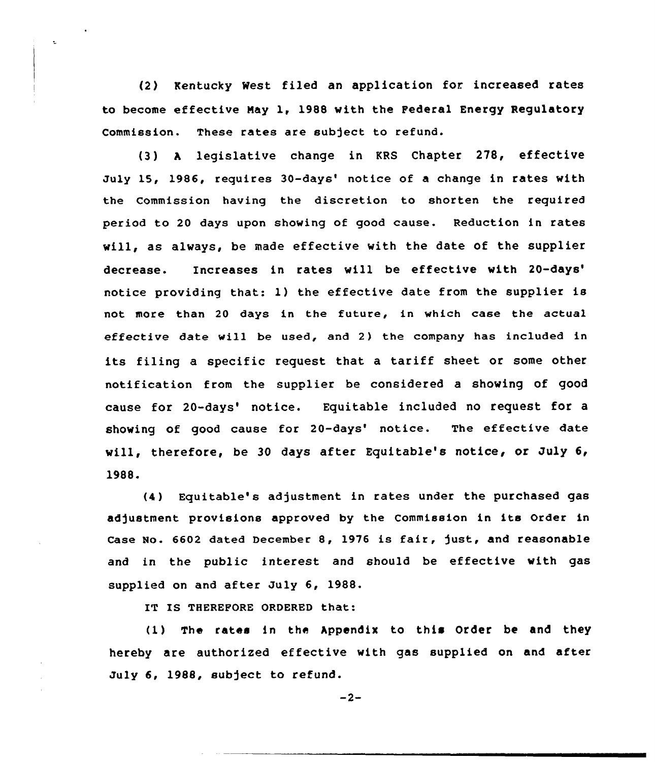(2) Kentucky West filed an application for increased rates to become effective May 1, 1988 with the Federal Energy Regulatory Commission. These rates are subject to refund.

(3) A legislative change in KRS Chapter 278, effective July 15, 1986, requires 30-days' notice of a change in rates with the Commission having the discretion to shorten the required period to 20 days upon showing of good cause. Reduction in rates will, as always, be made effective with the date of the supplier decrease. Increases in rates will be effective with 20-days' notice providing that: 1) the effective date from the supplier is not more than 20 days in the future, in which case the actual effective date will be used, and 2) the company has included in its filing a specific request that a tariff sheet or some other notification from the supplier be considered a showing of good cause for 20-days' notice. Equitable included no request for a showing of good cause for 20-days' notice. The effective date will, therefore, be 30 days after Equitable's notice, or July 6, 1988.

(4) Equitable's adjustment in rates under the purchased gas adjustment provisions approved by the Commission in its Order in Case No. 6602 dated December 8, 1976 is fair, just, and reasonable and in the public interest and should be effective with gas supplied on and after July 6, 1988.

IT IS THEREFORE ORDERED that:

(1) The rates in the Appendix to this Order be and they hereby are authorized effective with gas supplied on and after July 6, 1988, subject to refund.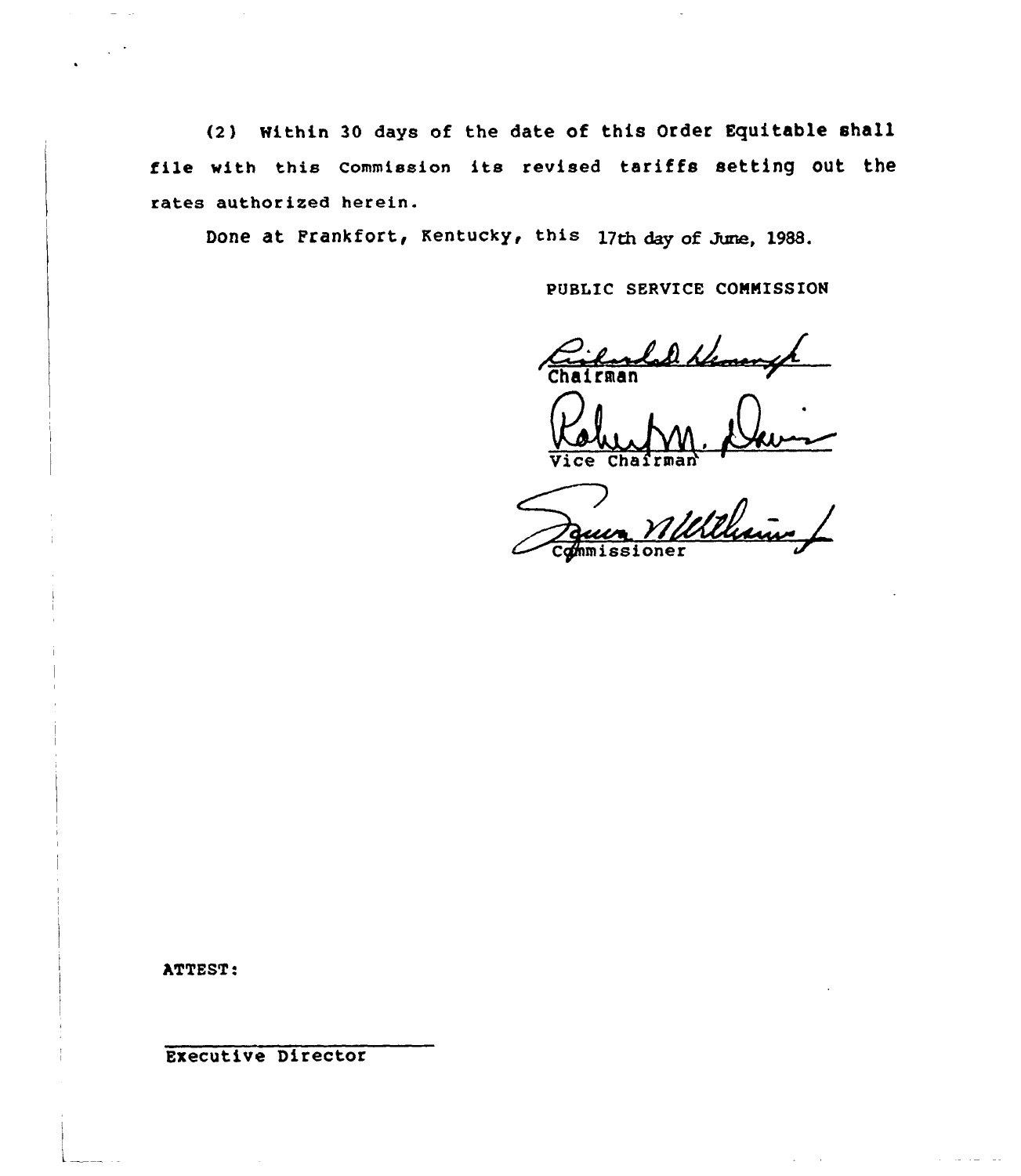(2) Within 30 days of the date of this Order Equitable shall file with this Commission its revised tariffs setting out the rates authorized herein.

Done at Frankfort, Kentucky, this 17th day of June, 1988.

PUBLIC SERVICE COMMISSION

Chairman

Vice Chairman

Commissioner

ATTEST:

Executive Director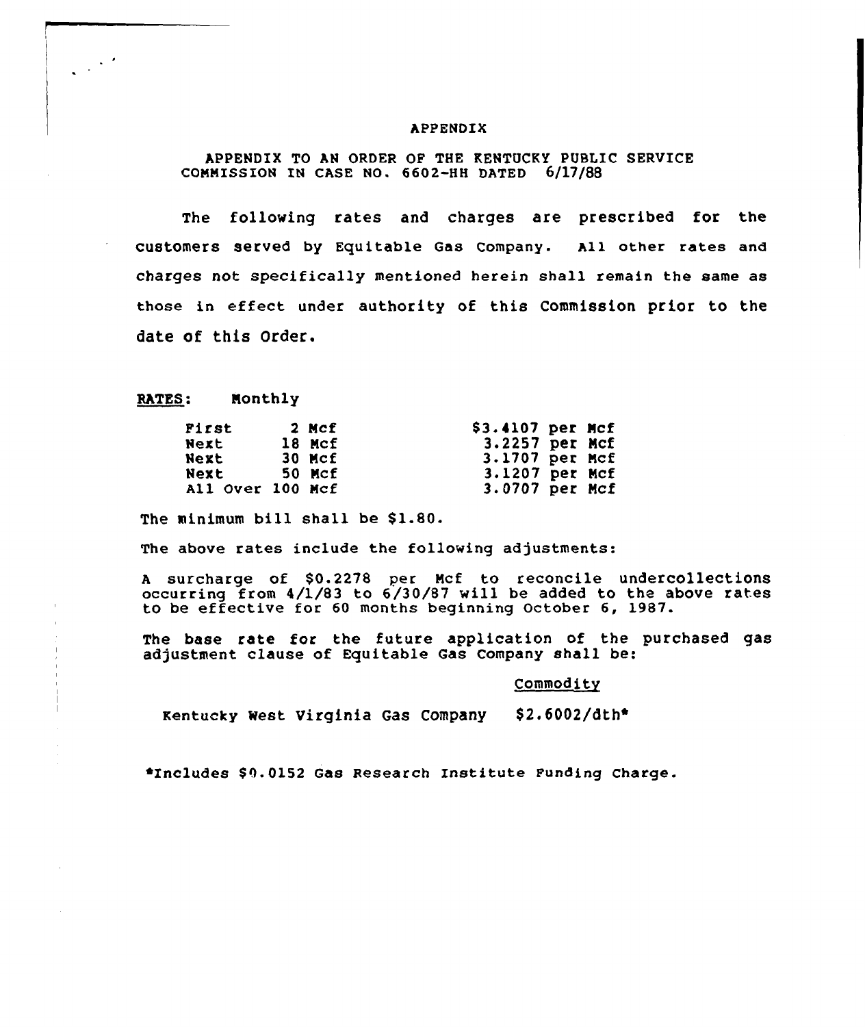APPENDIX

APPENDIX TO AN ORDER OF THE KENTUCKY PUBLIC SERVICE COMMISSION IN CASE NO. 6602-HH DATED 6/17/88

The following rates and charges are prescribed for the customers served by Equitable Gas Company. All other rates and charges not specifically mentioned herein shall remain the same as those in effect under authority of this Commission prior to the date of this Order.

**RATES**: Monthly

| | |
|---|---|
| First 2 Mcf | $3.4107 per Mcf |
| Next 18 Mcf | 3.2257 per Mcf |
| Next 30 Mcf | 3.1707 per Mcf |
| Next 50 Mcf | 3.1207 per Mcf |
| All Over 100 Mcf | 3.0707 per Mcf |

The minimum bill shall be $1.80.

The above rates include the following adjustments:

A surcharge of $0.2278 per Mcf to reconcile undercollections occurring from 4/1/83 to 6/30/87 will be added to the above rates to be effective for 60 months beginning October 6, 1987.

The base rate for the future application of the purchased gas adjustment clause of Equitable Gas Company shall be:

| | Commodity |
|---|---|
| Kentucky West Virginia Gas Company | $2.6002/dth* |

*Includes $0.0152 Gas Research Institute Funding Charge.